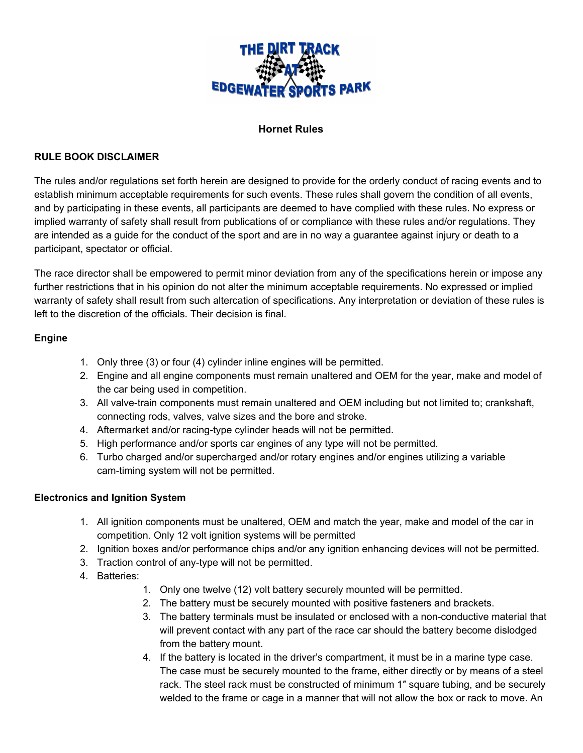THE DIRT TRACK AT EDGEWATER SPORTS PARK

# Hornet Rules

## RULE BOOK DISCLAIMER

The rules and/or regulations set forth herein are designed to provide for the orderly conduct of racing events and to establish minimum acceptable requirements for such events. These rules shall govern the condition of all events, and by participating in these events, all participants are deemed to have complied with these rules. No express or implied warranty of safety shall result from publications of or compliance with these rules and/or regulations. They are intended as a guide for the conduct of the sport and are in no way a guarantee against injury or death to a participant, spectator or official.

The race director shall be empowered to permit minor deviation from any of the specifications herein or impose any further restrictions that in his opinion do not alter the minimum acceptable requirements. No expressed or implied warranty of safety shall result from such altercation of specifications. Any interpretation or deviation of these rules is left to the discretion of the officials. Their decision is final.

## Engine

1. Only three (3) or four (4) cylinder inline engines will be permitted.
2. Engine and all engine components must remain unaltered and OEM for the year, make and model of the car being used in competition.
3. All valve-train components must remain unaltered and OEM including but not limited to; crankshaft, connecting rods, valves, valve sizes and the bore and stroke.
4. Aftermarket and/or racing-type cylinder heads will not be permitted.
5. High performance and/or sports car engines of any type will not be permitted.
6. Turbo charged and/or supercharged and/or rotary engines and/or engines utilizing a variable cam-timing system will not be permitted.

## Electronics and Ignition System

1. All ignition components must be unaltered, OEM and match the year, make and model of the car in competition. Only 12 volt ignition systems will be permitted
2. Ignition boxes and/or performance chips and/or any ignition enhancing devices will not be permitted.
3. Traction control of any-type will not be permitted.
4. Batteries:
   1. Only one twelve (12) volt battery securely mounted will be permitted.
   2. The battery must be securely mounted with positive fasteners and brackets.
   3. The battery terminals must be insulated or enclosed with a non-conductive material that will prevent contact with any part of the race car should the battery become dislodged from the battery mount.
   4. If the battery is located in the driver's compartment, it must be in a marine type case. The case must be securely mounted to the frame, either directly or by means of a steel rack. The steel rack must be constructed of minimum 1″ square tubing, and be securely welded to the frame or cage in a manner that will not allow the box or rack to move. An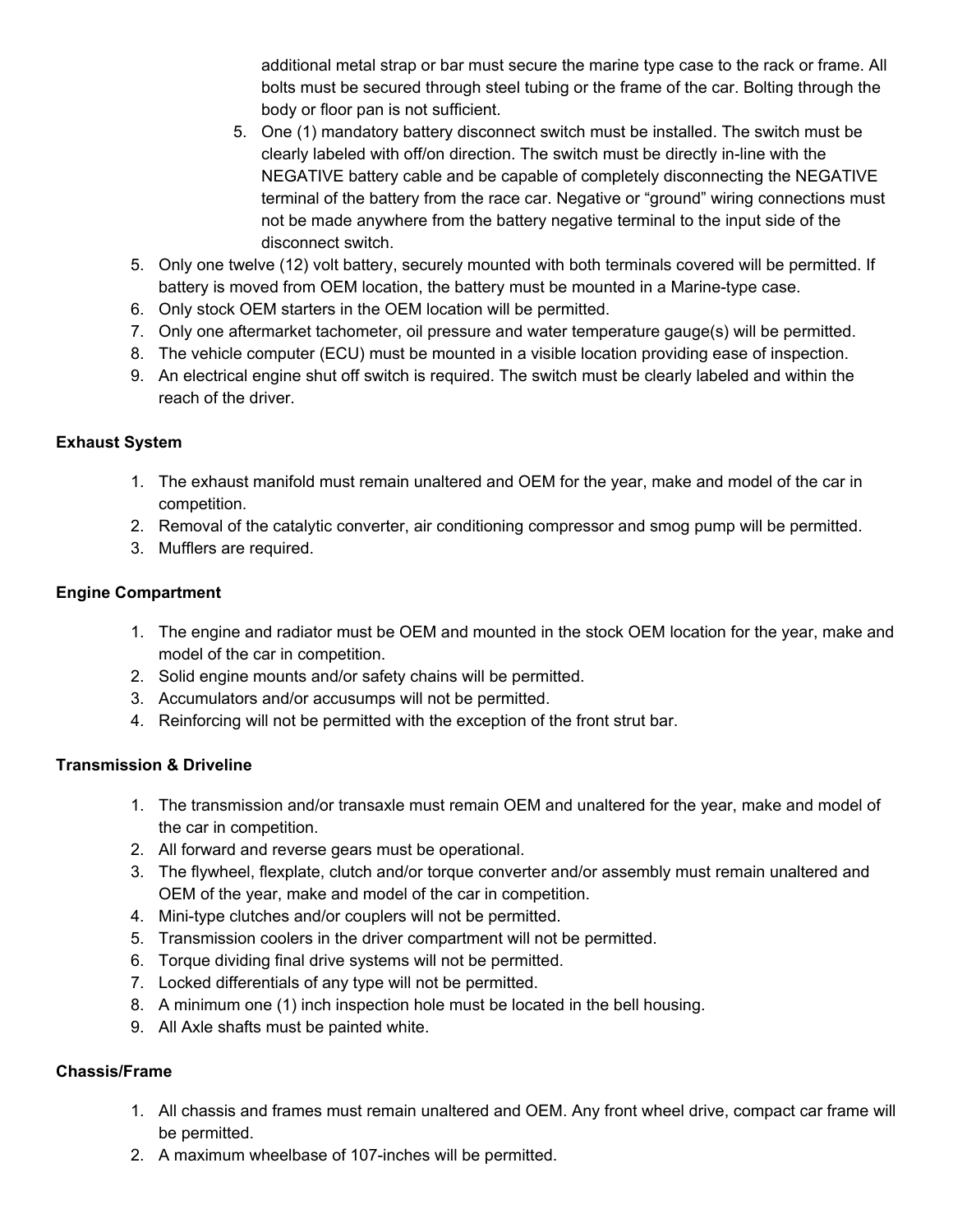additional metal strap or bar must secure the marine type case to the rack or frame. All bolts must be secured through steel tubing or the frame of the car. Bolting through the body or floor pan is not sufficient.

   5. One (1) mandatory battery disconnect switch must be installed. The switch must be clearly labeled with off/on direction. The switch must be directly in-line with the NEGATIVE battery cable and be capable of completely disconnecting the NEGATIVE terminal of the battery from the race car. Negative or "ground" wiring connections must not be made anywhere from the battery negative terminal to the input side of the disconnect switch.

5. Only one twelve (12) volt battery, securely mounted with both terminals covered will be permitted. If battery is moved from OEM location, the battery must be mounted in a Marine-type case.
6. Only stock OEM starters in the OEM location will be permitted.
7. Only one aftermarket tachometer, oil pressure and water temperature gauge(s) will be permitted.
8. The vehicle computer (ECU) must be mounted in a visible location providing ease of inspection.
9. An electrical engine shut off switch is required. The switch must be clearly labeled and within the reach of the driver.

**Exhaust System**

1. The exhaust manifold must remain unaltered and OEM for the year, make and model of the car in competition.
2. Removal of the catalytic converter, air conditioning compressor and smog pump will be permitted.
3. Mufflers are required.

**Engine Compartment**

1. The engine and radiator must be OEM and mounted in the stock OEM location for the year, make and model of the car in competition.
2. Solid engine mounts and/or safety chains will be permitted.
3. Accumulators and/or accusumps will not be permitted.
4. Reinforcing will not be permitted with the exception of the front strut bar.

**Transmission & Driveline**

1. The transmission and/or transaxle must remain OEM and unaltered for the year, make and model of the car in competition.
2. All forward and reverse gears must be operational.
3. The flywheel, flexplate, clutch and/or torque converter and/or assembly must remain unaltered and OEM of the year, make and model of the car in competition.
4. Mini-type clutches and/or couplers will not be permitted.
5. Transmission coolers in the driver compartment will not be permitted.
6. Torque dividing final drive systems will not be permitted.
7. Locked differentials of any type will not be permitted.
8. A minimum one (1) inch inspection hole must be located in the bell housing.
9. All Axle shafts must be painted white.

**Chassis/Frame**

1. All chassis and frames must remain unaltered and OEM. Any front wheel drive, compact car frame will be permitted.
2. A maximum wheelbase of 107-inches will be permitted.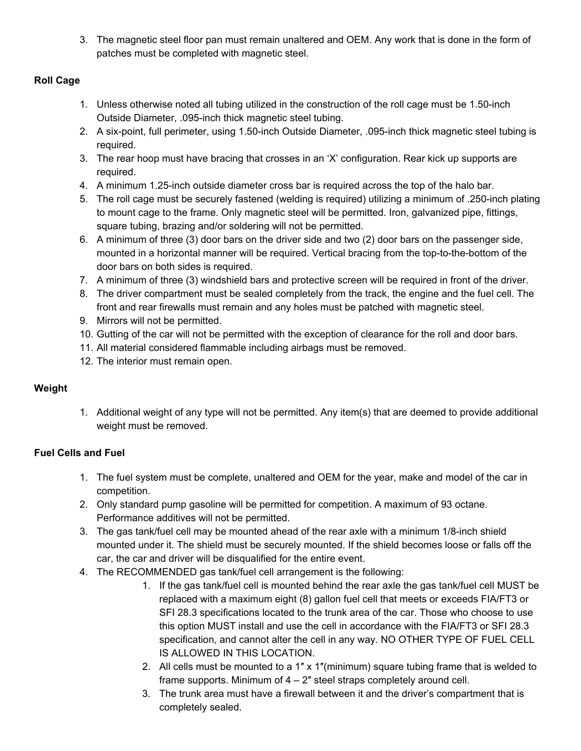3. The magnetic steel floor pan must remain unaltered and OEM. Any work that is done in the form of patches must be completed with magnetic steel.

**Roll Cage**

1. Unless otherwise noted all tubing utilized in the construction of the roll cage must be 1.50-inch Outside Diameter, .095-inch thick magnetic steel tubing.
2. A six-point, full perimeter, using 1.50-inch Outside Diameter, .095-inch thick magnetic steel tubing is required.
3. The rear hoop must have bracing that crosses in an 'X' configuration. Rear kick up supports are required.
4. A minimum 1.25-inch outside diameter cross bar is required across the top of the halo bar.
5. The roll cage must be securely fastened (welding is required) utilizing a minimum of .250-inch plating to mount cage to the frame. Only magnetic steel will be permitted. Iron, galvanized pipe, fittings, square tubing, brazing and/or soldering will not be permitted.
6. A minimum of three (3) door bars on the driver side and two (2) door bars on the passenger side, mounted in a horizontal manner will be required. Vertical bracing from the top-to-the-bottom of the door bars on both sides is required.
7. A minimum of three (3) windshield bars and protective screen will be required in front of the driver.
8. The driver compartment must be sealed completely from the track, the engine and the fuel cell. The front and rear firewalls must remain and any holes must be patched with magnetic steel.
9. Mirrors will not be permitted.
10. Gutting of the car will not be permitted with the exception of clearance for the roll and door bars.
11. All material considered flammable including airbags must be removed.
12. The interior must remain open.

**Weight**

1. Additional weight of any type will not be permitted. Any item(s) that are deemed to provide additional weight must be removed.

**Fuel Cells and Fuel**

1. The fuel system must be complete, unaltered and OEM for the year, make and model of the car in competition.
2. Only standard pump gasoline will be permitted for competition. A maximum of 93 octane. Performance additives will not be permitted.
3. The gas tank/fuel cell may be mounted ahead of the rear axle with a minimum 1/8-inch shield mounted under it. The shield must be securely mounted. If the shield becomes loose or falls off the car, the car and driver will be disqualified for the entire event.
4. The RECOMMENDED gas tank/fuel cell arrangement is the following:
    1. If the gas tank/fuel cell is mounted behind the rear axle the gas tank/fuel cell MUST be replaced with a maximum eight (8) gallon fuel cell that meets or exceeds FIA/FT3 or SFI 28.3 specifications located to the trunk area of the car. Those who choose to use this option MUST install and use the cell in accordance with the FIA/FT3 or SFI 28.3 specification, and cannot alter the cell in any way. NO OTHER TYPE OF FUEL CELL IS ALLOWED IN THIS LOCATION.
    2. All cells must be mounted to a 1″ x 1″(minimum) square tubing frame that is welded to frame supports. Minimum of 4 – 2″ steel straps completely around cell.
    3. The trunk area must have a firewall between it and the driver's compartment that is completely sealed.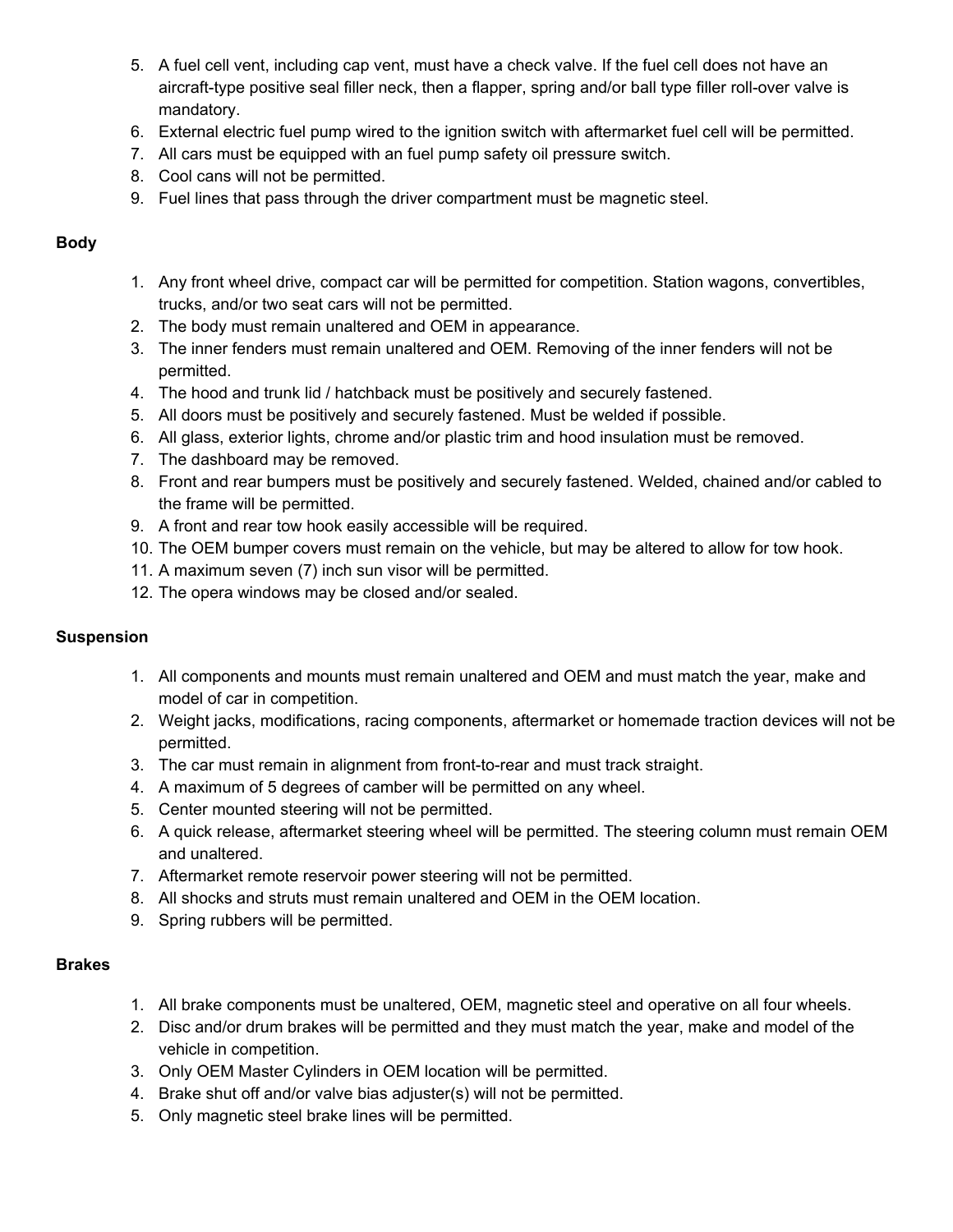5. A fuel cell vent, including cap vent, must have a check valve. If the fuel cell does not have an aircraft-type positive seal filler neck, then a flapper, spring and/or ball type filler roll-over valve is mandatory.
6. External electric fuel pump wired to the ignition switch with aftermarket fuel cell will be permitted.
7. All cars must be equipped with an fuel pump safety oil pressure switch.
8. Cool cans will not be permitted.
9. Fuel lines that pass through the driver compartment must be magnetic steel.

**Body**

1. Any front wheel drive, compact car will be permitted for competition. Station wagons, convertibles, trucks, and/or two seat cars will not be permitted.
2. The body must remain unaltered and OEM in appearance.
3. The inner fenders must remain unaltered and OEM. Removing of the inner fenders will not be permitted.
4. The hood and trunk lid / hatchback must be positively and securely fastened.
5. All doors must be positively and securely fastened. Must be welded if possible.
6. All glass, exterior lights, chrome and/or plastic trim and hood insulation must be removed.
7. The dashboard may be removed.
8. Front and rear bumpers must be positively and securely fastened. Welded, chained and/or cabled to the frame will be permitted.
9. A front and rear tow hook easily accessible will be required.
10. The OEM bumper covers must remain on the vehicle, but may be altered to allow for tow hook.
11. A maximum seven (7) inch sun visor will be permitted.
12. The opera windows may be closed and/or sealed.

**Suspension**

1. All components and mounts must remain unaltered and OEM and must match the year, make and model of car in competition.
2. Weight jacks, modifications, racing components, aftermarket or homemade traction devices will not be permitted.
3. The car must remain in alignment from front-to-rear and must track straight.
4. A maximum of 5 degrees of camber will be permitted on any wheel.
5. Center mounted steering will not be permitted.
6. A quick release, aftermarket steering wheel will be permitted. The steering column must remain OEM and unaltered.
7. Aftermarket remote reservoir power steering will not be permitted.
8. All shocks and struts must remain unaltered and OEM in the OEM location.
9. Spring rubbers will be permitted.

**Brakes**

1. All brake components must be unaltered, OEM, magnetic steel and operative on all four wheels.
2. Disc and/or drum brakes will be permitted and they must match the year, make and model of the vehicle in competition.
3. Only OEM Master Cylinders in OEM location will be permitted.
4. Brake shut off and/or valve bias adjuster(s) will not be permitted.
5. Only magnetic steel brake lines will be permitted.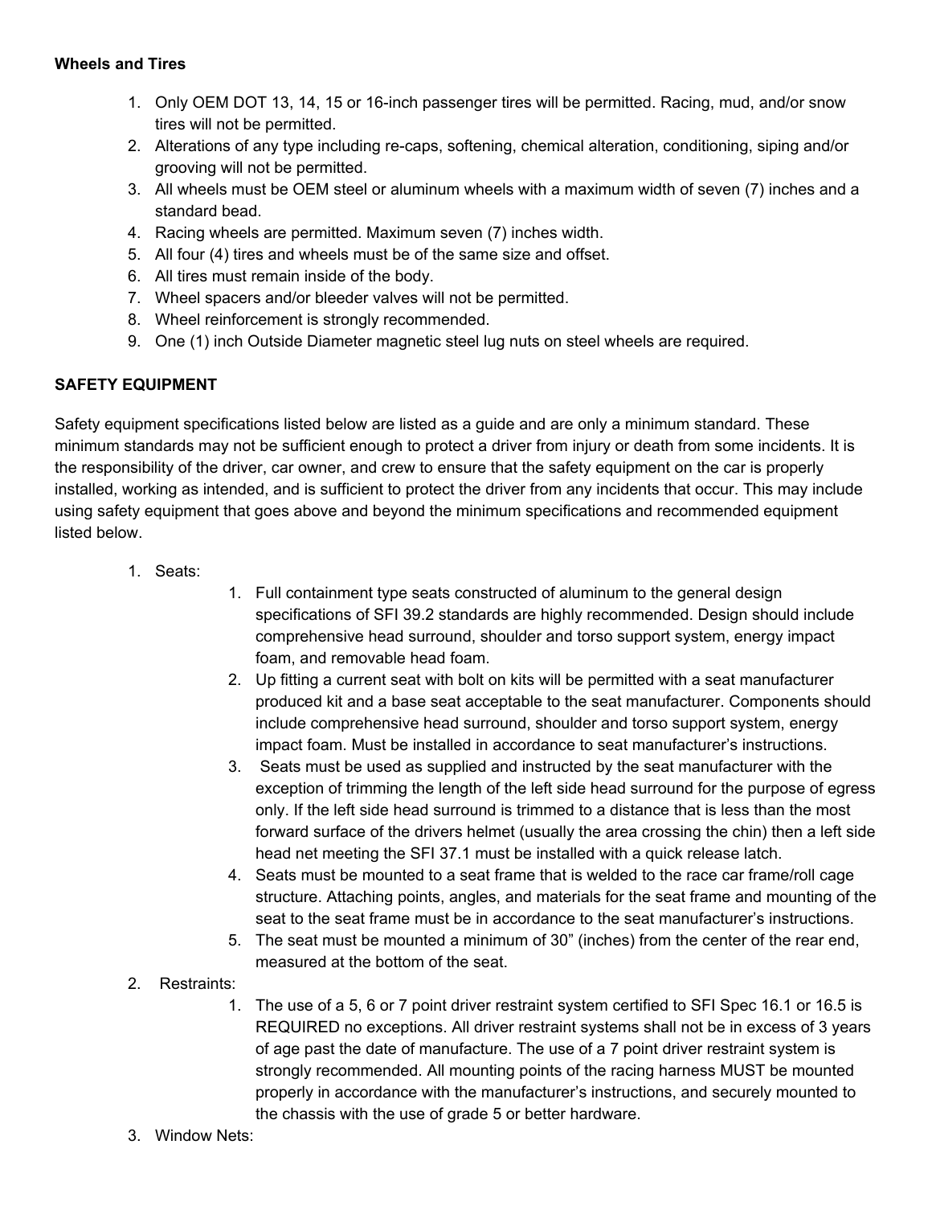**Wheels and Tires**

1. Only OEM DOT 13, 14, 15 or 16-inch passenger tires will be permitted. Racing, mud, and/or snow tires will not be permitted.
2. Alterations of any type including re-caps, softening, chemical alteration, conditioning, siping and/or grooving will not be permitted.
3. All wheels must be OEM steel or aluminum wheels with a maximum width of seven (7) inches and a standard bead.
4. Racing wheels are permitted. Maximum seven (7) inches width.
5. All four (4) tires and wheels must be of the same size and offset.
6. All tires must remain inside of the body.
7. Wheel spacers and/or bleeder valves will not be permitted.
8. Wheel reinforcement is strongly recommended.
9. One (1) inch Outside Diameter magnetic steel lug nuts on steel wheels are required.

**SAFETY EQUIPMENT**

Safety equipment specifications listed below are listed as a guide and are only a minimum standard. These minimum standards may not be sufficient enough to protect a driver from injury or death from some incidents. It is the responsibility of the driver, car owner, and crew to ensure that the safety equipment on the car is properly installed, working as intended, and is sufficient to protect the driver from any incidents that occur. This may include using safety equipment that goes above and beyond the minimum specifications and recommended equipment listed below.

1. Seats:
    1. Full containment type seats constructed of aluminum to the general design specifications of SFI 39.2 standards are highly recommended. Design should include comprehensive head surround, shoulder and torso support system, energy impact foam, and removable head foam.
    2. Up fitting a current seat with bolt on kits will be permitted with a seat manufacturer produced kit and a base seat acceptable to the seat manufacturer. Components should include comprehensive head surround, shoulder and torso support system, energy impact foam. Must be installed in accordance to seat manufacturer's instructions.
    3. Seats must be used as supplied and instructed by the seat manufacturer with the exception of trimming the length of the left side head surround for the purpose of egress only. If the left side head surround is trimmed to a distance that is less than the most forward surface of the drivers helmet (usually the area crossing the chin) then a left side head net meeting the SFI 37.1 must be installed with a quick release latch.
    4. Seats must be mounted to a seat frame that is welded to the race car frame/roll cage structure. Attaching points, angles, and materials for the seat frame and mounting of the seat to the seat frame must be in accordance to the seat manufacturer's instructions.
    5. The seat must be mounted a minimum of 30" (inches) from the center of the rear end, measured at the bottom of the seat.
2. Restraints:
    1. The use of a 5, 6 or 7 point driver restraint system certified to SFI Spec 16.1 or 16.5 is REQUIRED no exceptions. All driver restraint systems shall not be in excess of 3 years of age past the date of manufacture. The use of a 7 point driver restraint system is strongly recommended. All mounting points of the racing harness MUST be mounted properly in accordance with the manufacturer's instructions, and securely mounted to the chassis with the use of grade 5 or better hardware.
3. Window Nets: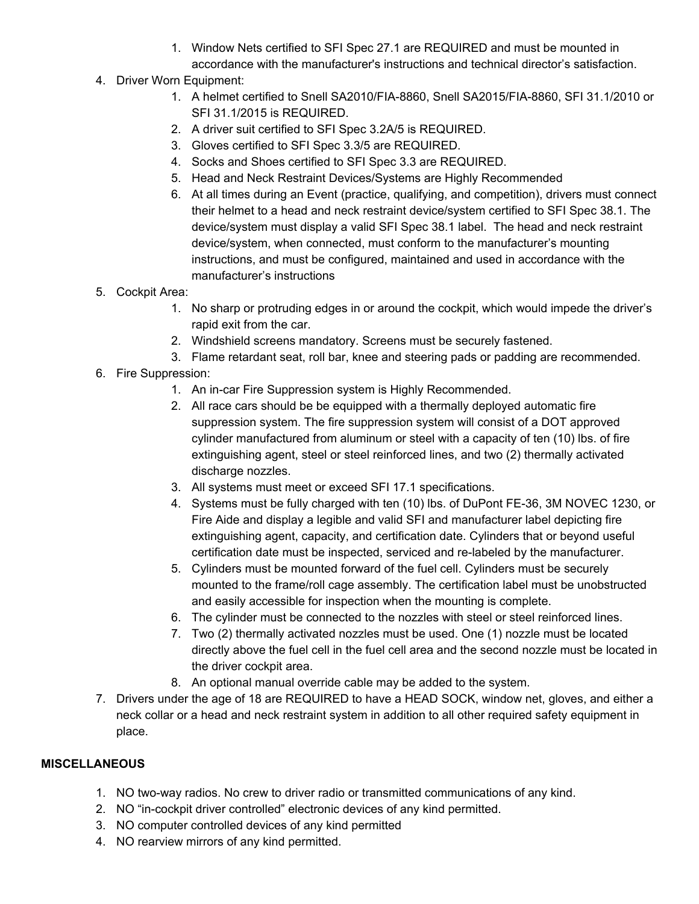1. Window Nets certified to SFI Spec 27.1 are REQUIRED and must be mounted in accordance with the manufacturer's instructions and technical director's satisfaction.
4. Driver Worn Equipment:
    1. A helmet certified to Snell SA2010/FIA-8860, Snell SA2015/FIA-8860, SFI 31.1/2010 or SFI 31.1/2015 is REQUIRED.
    2. A driver suit certified to SFI Spec 3.2A/5 is REQUIRED.
    3. Gloves certified to SFI Spec 3.3/5 are REQUIRED.
    4. Socks and Shoes certified to SFI Spec 3.3 are REQUIRED.
    5. Head and Neck Restraint Devices/Systems are Highly Recommended
    6. At all times during an Event (practice, qualifying, and competition), drivers must connect their helmet to a head and neck restraint device/system certified to SFI Spec 38.1. The device/system must display a valid SFI Spec 38.1 label. The head and neck restraint device/system, when connected, must conform to the manufacturer's mounting instructions, and must be configured, maintained and used in accordance with the manufacturer's instructions
5. Cockpit Area:
    1. No sharp or protruding edges in or around the cockpit, which would impede the driver's rapid exit from the car.
    2. Windshield screens mandatory. Screens must be securely fastened.
    3. Flame retardant seat, roll bar, knee and steering pads or padding are recommended.
6. Fire Suppression:
    1. An in-car Fire Suppression system is Highly Recommended.
    2. All race cars should be be equipped with a thermally deployed automatic fire suppression system. The fire suppression system will consist of a DOT approved cylinder manufactured from aluminum or steel with a capacity of ten (10) lbs. of fire extinguishing agent, steel or steel reinforced lines, and two (2) thermally activated discharge nozzles.
    3. All systems must meet or exceed SFI 17.1 specifications.
    4. Systems must be fully charged with ten (10) lbs. of DuPont FE-36, 3M NOVEC 1230, or Fire Aide and display a legible and valid SFI and manufacturer label depicting fire extinguishing agent, capacity, and certification date. Cylinders that or beyond useful certification date must be inspected, serviced and re-labeled by the manufacturer.
    5. Cylinders must be mounted forward of the fuel cell. Cylinders must be securely mounted to the frame/roll cage assembly. The certification label must be unobstructed and easily accessible for inspection when the mounting is complete.
    6. The cylinder must be connected to the nozzles with steel or steel reinforced lines.
    7. Two (2) thermally activated nozzles must be used. One (1) nozzle must be located directly above the fuel cell in the fuel cell area and the second nozzle must be located in the driver cockpit area.
    8. An optional manual override cable may be added to the system.
7. Drivers under the age of 18 are REQUIRED to have a HEAD SOCK, window net, gloves, and either a neck collar or a head and neck restraint system in addition to all other required safety equipment in place.

**MISCELLANEOUS**

1. NO two-way radios. No crew to driver radio or transmitted communications of any kind.
2. NO "in-cockpit driver controlled" electronic devices of any kind permitted.
3. NO computer controlled devices of any kind permitted
4. NO rearview mirrors of any kind permitted.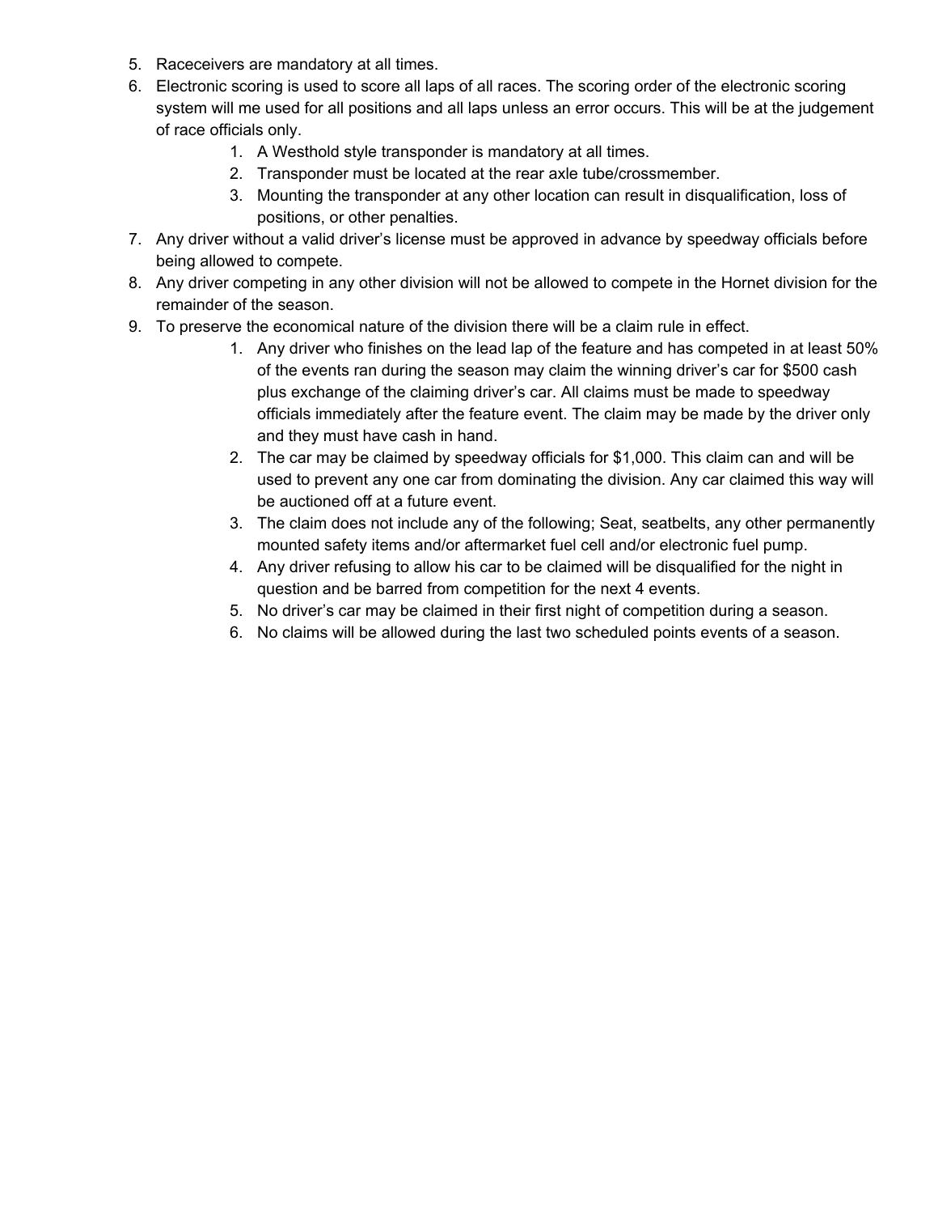5. Raceceivers are mandatory at all times.
6. Electronic scoring is used to score all laps of all races. The scoring order of the electronic scoring system will me used for all positions and all laps unless an error occurs. This will be at the judgement of race officials only.
    1. A Westhold style transponder is mandatory at all times.
    2. Transponder must be located at the rear axle tube/crossmember.
    3. Mounting the transponder at any other location can result in disqualification, loss of positions, or other penalties.
7. Any driver without a valid driver's license must be approved in advance by speedway officials before being allowed to compete.
8. Any driver competing in any other division will not be allowed to compete in the Hornet division for the remainder of the season.
9. To preserve the economical nature of the division there will be a claim rule in effect.
    1. Any driver who finishes on the lead lap of the feature and has competed in at least 50% of the events ran during the season may claim the winning driver's car for $500 cash plus exchange of the claiming driver's car. All claims must be made to speedway officials immediately after the feature event. The claim may be made by the driver only and they must have cash in hand.
    2. The car may be claimed by speedway officials for $1,000. This claim can and will be used to prevent any one car from dominating the division. Any car claimed this way will be auctioned off at a future event.
    3. The claim does not include any of the following; Seat, seatbelts, any other permanently mounted safety items and/or aftermarket fuel cell and/or electronic fuel pump.
    4. Any driver refusing to allow his car to be claimed will be disqualified for the night in question and be barred from competition for the next 4 events.
    5. No driver's car may be claimed in their first night of competition during a season.
    6. No claims will be allowed during the last two scheduled points events of a season.